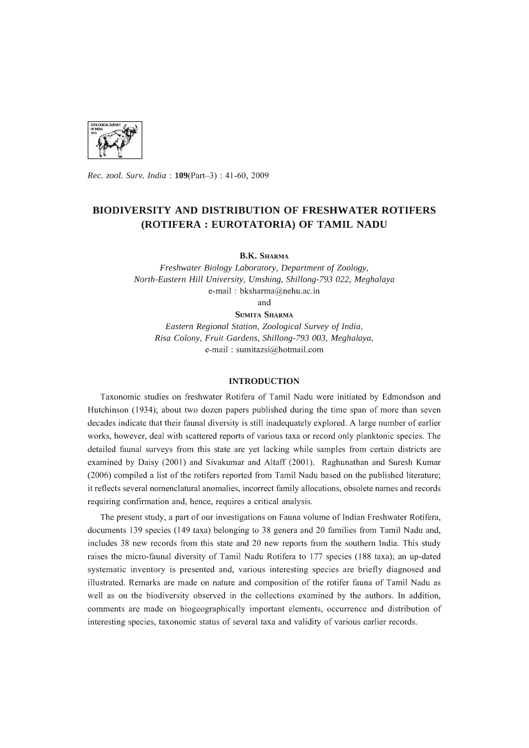# BIODIVERSITY AND DISTRIBUTION OF FRESHWATER ROTIFERS (ROTIFERA : EUROTATORIA) OF TAMIL NADU

**B.K. Sharma**

*Freshwater Biology Laboratory, Department of Zoology,*
*North-Eastern Hill University, Umshing, Shillong-793 022, Meghalaya*
e-mail : bksharma@nehu.ac.in

and

**Sumita Sharma**

*Eastern Regional Station, Zoological Survey of India,*
*Risa Colony, Fruit Gardens, Shillong-793 003, Meghalaya,*
e-mail : sumitazsi@hotmail.com

## INTRODUCTION

Taxonomic studies on freshwater Rotifera of Tamil Nadu were initiated by Edmondson and Hutchinson (1934); about two dozen papers published during the time span of more than seven decades indicate that their faunal diversity is still inadequately explored. A large number of earlier works, however, deal with scattered reports of various taxa or record only planktonic species. The detailed faunal surveys from this state are yet lacking while samples from certain districts are examined by Daisy (2001) and Sivakumar and Altaff (2001). Raghunathan and Suresh Kumar (2006) compiled a list of the rotifers reported from Tamil Nadu based on the published literature; it reflects several nomenclatural anomalies, incorrect family allocations, obsolete names and records requiring confirmation and, hence, requires a critical analysis.

The present study, a part of our investigations on Fauna volume of Indian Freshwater Rotifera, documents 139 species (149 taxa) belonging to 38 genera and 20 families from Tamil Nadu and, includes 38 new records from this state and 20 new reports from the southern India. This study raises the micro-faunal diversity of Tamil Nadu Rotifera to 177 species (188 taxa); an up-dated systematic inventory is presented and, various interesting species are briefly diagnosed and illustrated. Remarks are made on nature and composition of the rotifer fauna of Tamil Nadu as well as on the biodiversity observed in the collections examined by the authors. In addition, comments are made on biogeographically important elements, occurrence and distribution of interesting species, taxonomic status of several taxa and validity of various earlier records.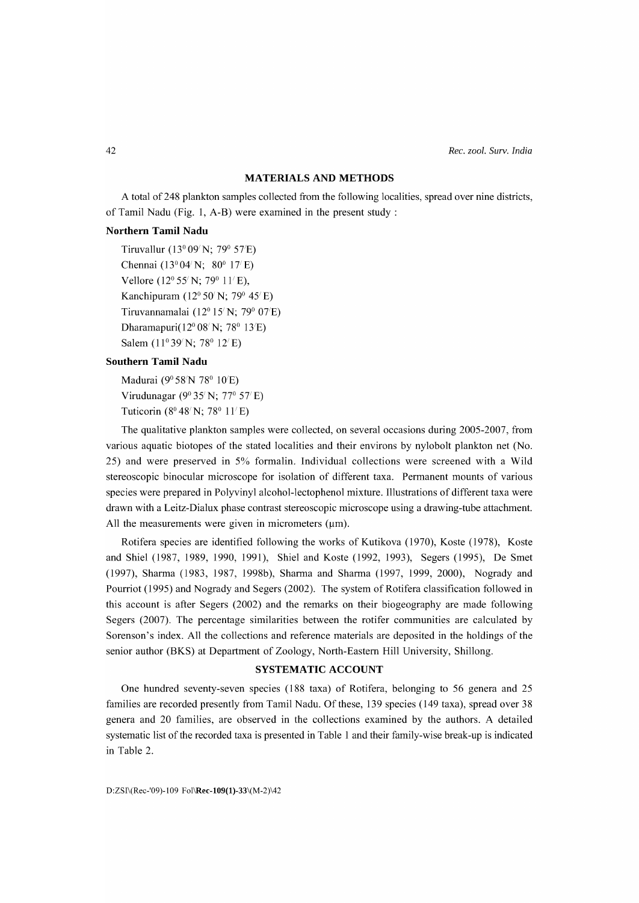## MATERIALS AND METHODS

A total of 248 plankton samples collected from the following localities, spread over nine districts, of Tamil Nadu (Fig. 1, A-B) were examined in the present study :

**Northern Tamil Nadu**

Tiruvallur (13° 09′ N; 79° 57′E)
Chennai (13° 04′ N; 80° 17′ E)
Vellore (12° 55′ N; 79° 11′ E),
Kanchipuram (12° 50′ N; 79° 45′ E)
Tiruvannamalai (12° 15′ N; 79° 07′E)
Dharamapuri(12° 08′ N; 78° 13′E)
Salem (11° 39′ N; 78° 12′ E)

**Southern Tamil Nadu**

Madurai (9° 58′N 78° 10′E)
Virudunagar (9° 35′ N; 77° 57′ E)
Tuticorin (8° 48′ N; 78° 11′ E)

The qualitative plankton samples were collected, on several occasions during 2005-2007, from various aquatic biotopes of the stated localities and their environs by nylobolt plankton net (No. 25) and were preserved in 5% formalin. Individual collections were screened with a Wild stereoscopic binocular microscope for isolation of different taxa. Permanent mounts of various species were prepared in Polyvinyl alcohol-lectophenol mixture. Illustrations of different taxa were drawn with a Leitz-Dialux phase contrast stereoscopic microscope using a drawing-tube attachment. All the measurements were given in micrometers (μm).

Rotifera species are identified following the works of Kutikova (1970), Koste (1978), Koste and Shiel (1987, 1989, 1990, 1991), Shiel and Koste (1992, 1993), Segers (1995), De Smet (1997), Sharma (1983, 1987, 1998b), Sharma and Sharma (1997, 1999, 2000), Nogrady and Pourriot (1995) and Nogrady and Segers (2002). The system of Rotifera classification followed in this account is after Segers (2002) and the remarks on their biogeography are made following Segers (2007). The percentage similarities between the rotifer communities are calculated by Sorenson's index. All the collections and reference materials are deposited in the holdings of the senior author (BKS) at Department of Zoology, North-Eastern Hill University, Shillong.

## SYSTEMATIC ACCOUNT

One hundred seventy-seven species (188 taxa) of Rotifera, belonging to 56 genera and 25 families are recorded presently from Tamil Nadu. Of these, 139 species (149 taxa), spread over 38 genera and 20 families, are observed in the collections examined by the authors. A detailed systematic list of the recorded taxa is presented in Table 1 and their family-wise break-up is indicated in Table 2.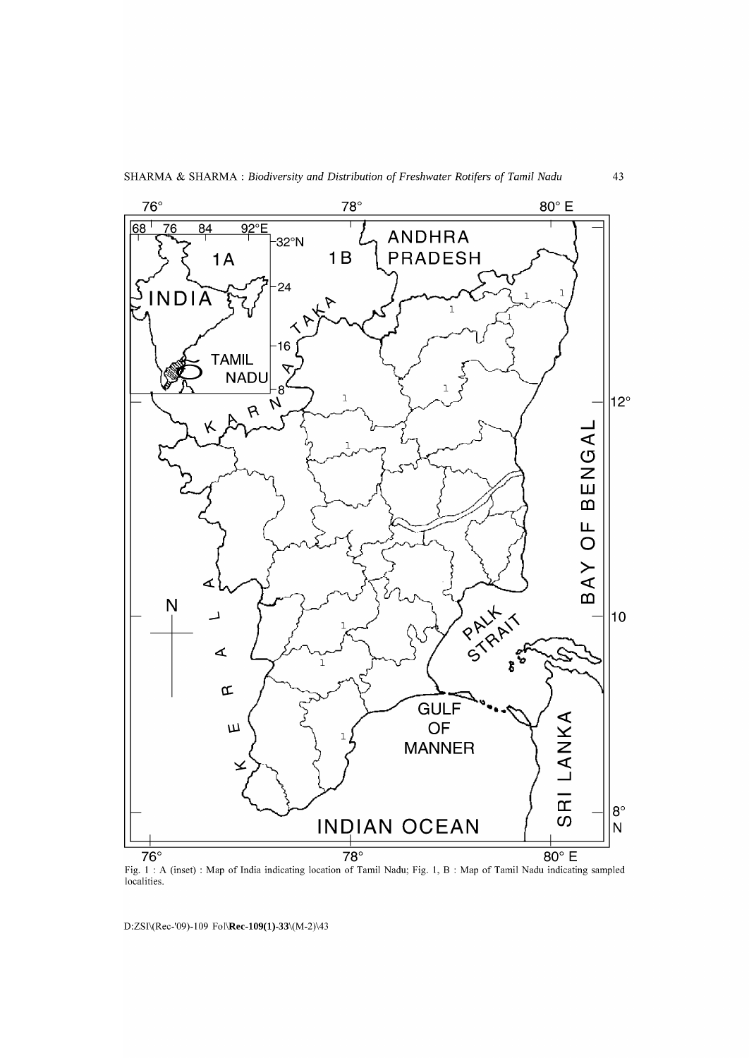Fig. 1 : A (inset) : Map of India indicating location of Tamil Nadu; Fig. 1, B : Map of Tamil Nadu indicating sampled localities.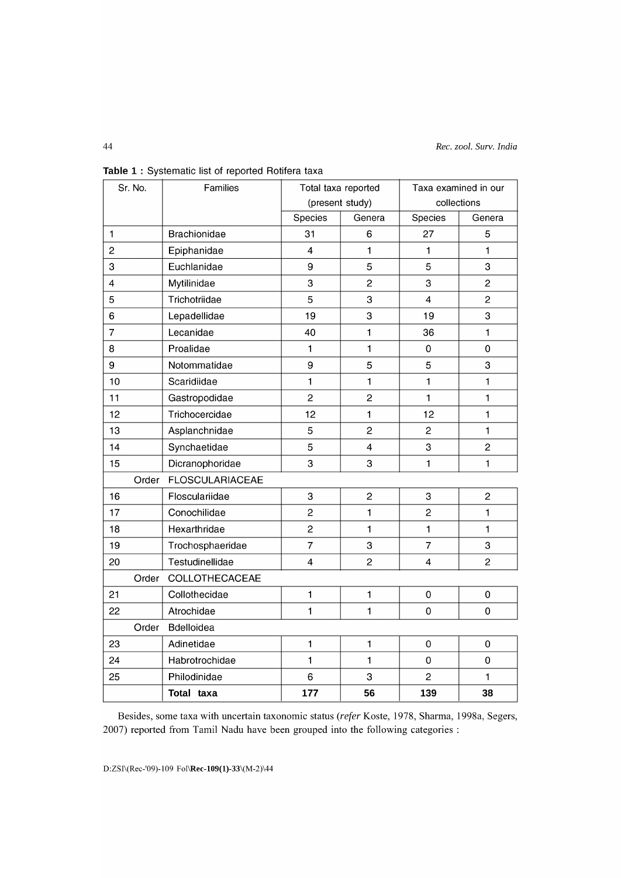**Table 1 :** Systematic list of reported Rotifera taxa

| Sr. No. | Families | Total taxa reported (present study) | | Taxa examined in our collections | |
|---|---|---|---|---|---|
| | | Species | Genera | Species | Genera |
| 1 | Brachionidae | 31 | 6 | 27 | 5 |
| 2 | Epiphanidae | 4 | 1 | 1 | 1 |
| 3 | Euchlanidae | 9 | 5 | 5 | 3 |
| 4 | Mytilinidae | 3 | 2 | 3 | 2 |
| 5 | Trichotriidae | 5 | 3 | 4 | 2 |
| 6 | Lepadellidae | 19 | 3 | 19 | 3 |
| 7 | Lecanidae | 40 | 1 | 36 | 1 |
| 8 | Proalidae | 1 | 1 | 0 | 0 |
| 9 | Notommatidae | 9 | 5 | 5 | 3 |
| 10 | Scaridiidae | 1 | 1 | 1 | 1 |
| 11 | Gastropodidae | 2 | 2 | 1 | 1 |
| 12 | Trichocercidae | 12 | 1 | 12 | 1 |
| 13 | Asplanchnidae | 5 | 2 | 2 | 1 |
| 14 | Synchaetidae | 5 | 4 | 3 | 2 |
| 15 | Dicranophoridae | 3 | 3 | 1 | 1 |
| Order | FLOSCULARIACEAE | | | | |
| 16 | Flosculariidae | 3 | 2 | 3 | 2 |
| 17 | Conochilidae | 2 | 1 | 2 | 1 |
| 18 | Hexarthridae | 2 | 1 | 1 | 1 |
| 19 | Trochosphaeridae | 7 | 3 | 7 | 3 |
| 20 | Testudinellidae | 4 | 2 | 4 | 2 |
| Order | COLLOTHECACEAE | | | | |
| 21 | Collothecidae | 1 | 1 | 0 | 0 |
| 22 | Atrochidae | 1 | 1 | 0 | 0 |
| Order | Bdelloidea | | | | |
| 23 | Adinetidae | 1 | 1 | 0 | 0 |
| 24 | Habrotrochidae | 1 | 1 | 0 | 0 |
| 25 | Philodinidae | 6 | 3 | 2 | 1 |
| | **Total taxa** | **177** | **56** | **139** | **38** |

Besides, some taxa with uncertain taxonomic status (*refer* Koste, 1978, Sharma, 1998a, Segers, 2007) reported from Tamil Nadu have been grouped into the following categories :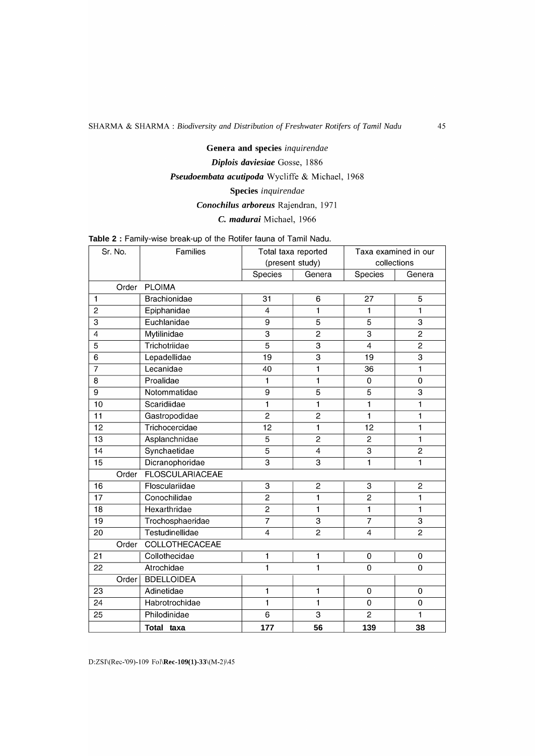**Genera and species** *inquirendae*

***Diplois daviesiae*** Gosse, 1886

***Pseudoembata acutipoda*** Wycliffe & Michael, 1968

**Species** *inquirendae*

***Conochilus arboreus*** Rajendran, 1971

***C. madurai*** Michael, 1966

**Table 2 :** Family-wise break-up of the Rotifer fauna of Tamil Nadu.

| Sr. No. | Families | Total taxa reported (present study) | | Taxa examined in our collections | |
|---|---|---|---|---|---|
| | | Species | Genera | Species | Genera |
| Order | PLOIMA | | | | |
| 1 | Brachionidae | 31 | 6 | 27 | 5 |
| 2 | Epiphanidae | 4 | 1 | 1 | 1 |
| 3 | Euchlanidae | 9 | 5 | 5 | 3 |
| 4 | Mytilinidae | 3 | 2 | 3 | 2 |
| 5 | Trichotriidae | 5 | 3 | 4 | 2 |
| 6 | Lepadellidae | 19 | 3 | 19 | 3 |
| 7 | Lecanidae | 40 | 1 | 36 | 1 |
| 8 | Proalidae | 1 | 1 | 0 | 0 |
| 9 | Notommatidae | 9 | 5 | 5 | 3 |
| 10 | Scaridiidae | 1 | 1 | 1 | 1 |
| 11 | Gastropodidae | 2 | 2 | 1 | 1 |
| 12 | Trichocercidae | 12 | 1 | 12 | 1 |
| 13 | Asplanchnidae | 5 | 2 | 2 | 1 |
| 14 | Synchaetidae | 5 | 4 | 3 | 2 |
| 15 | Dicranophoridae | 3 | 3 | 1 | 1 |
| Order | FLOSCULARIACEAE | | | | |
| 16 | Flosculariidae | 3 | 2 | 3 | 2 |
| 17 | Conochilidae | 2 | 1 | 2 | 1 |
| 18 | Hexarthridae | 2 | 1 | 1 | 1 |
| 19 | Trochosphaeridae | 7 | 3 | 7 | 3 |
| 20 | Testudinellidae | 4 | 2 | 4 | 2 |
| Order | COLLOTHECACEAE | | | | |
| 21 | Collothecidae | 1 | 1 | 0 | 0 |
| 22 | Atrochidae | 1 | 1 | 0 | 0 |
| Order | BDELLOIDEA | | | | |
| 23 | Adinetidae | 1 | 1 | 0 | 0 |
| 24 | Habrotrochidae | 1 | 1 | 0 | 0 |
| 25 | Philodinidae | 6 | 3 | 2 | 1 |
| | **Total taxa** | **177** | **56** | **139** | **38** |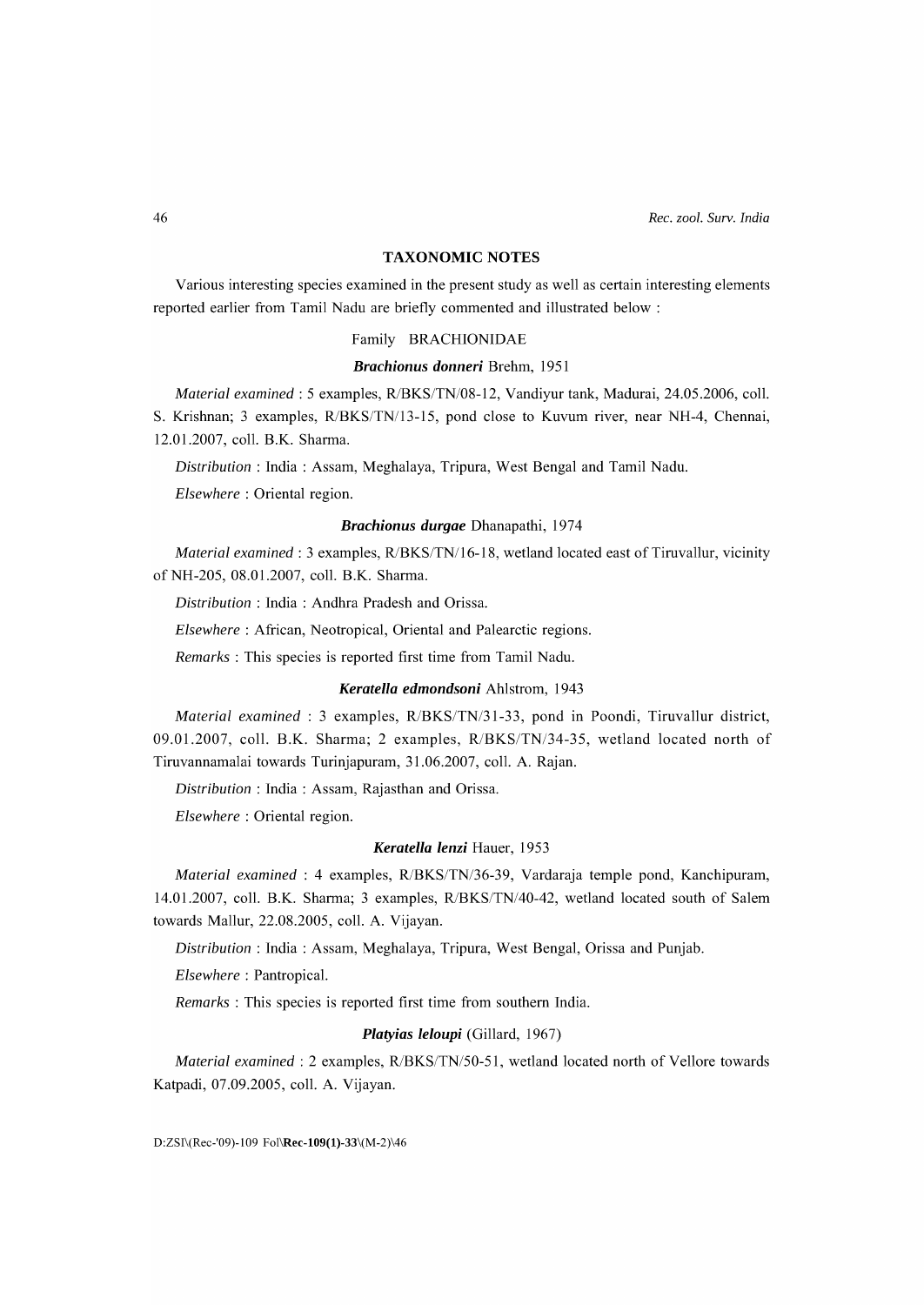## TAXONOMIC NOTES

Various interesting species examined in the present study as well as certain interesting elements reported earlier from Tamil Nadu are briefly commented and illustrated below :

### Family BRACHIONIDAE

#### *Brachionus donneri* Brehm, 1951

*Material examined* : 5 examples, R/BKS/TN/08-12, Vandiyur tank, Madurai, 24.05.2006, coll. S. Krishnan; 3 examples, R/BKS/TN/13-15, pond close to Kuvum river, near NH-4, Chennai, 12.01.2007, coll. B.K. Sharma.

*Distribution* : India : Assam, Meghalaya, Tripura, West Bengal and Tamil Nadu.

*Elsewhere* : Oriental region.

#### *Brachionus durgae* Dhanapathi, 1974

*Material examined* : 3 examples, R/BKS/TN/16-18, wetland located east of Tiruvallur, vicinity of NH-205, 08.01.2007, coll. B.K. Sharma.

*Distribution* : India : Andhra Pradesh and Orissa.

*Elsewhere* : African, Neotropical, Oriental and Palearctic regions.

*Remarks* : This species is reported first time from Tamil Nadu.

#### *Keratella edmondsoni* Ahlstrom, 1943

*Material examined* : 3 examples, R/BKS/TN/31-33, pond in Poondi, Tiruvallur district, 09.01.2007, coll. B.K. Sharma; 2 examples, R/BKS/TN/34-35, wetland located north of Tiruvannamalai towards Turinjapuram, 31.06.2007, coll. A. Rajan.

*Distribution* : India : Assam, Rajasthan and Orissa.

*Elsewhere* : Oriental region.

#### *Keratella lenzi* Hauer, 1953

*Material examined* : 4 examples, R/BKS/TN/36-39, Vardaraja temple pond, Kanchipuram, 14.01.2007, coll. B.K. Sharma; 3 examples, R/BKS/TN/40-42, wetland located south of Salem towards Mallur, 22.08.2005, coll. A. Vijayan.

*Distribution* : India : Assam, Meghalaya, Tripura, West Bengal, Orissa and Punjab.

*Elsewhere* : Pantropical.

*Remarks* : This species is reported first time from southern India.

#### *Platyias leloupi* (Gillard, 1967)

*Material examined* : 2 examples, R/BKS/TN/50-51, wetland located north of Vellore towards Katpadi, 07.09.2005, coll. A. Vijayan.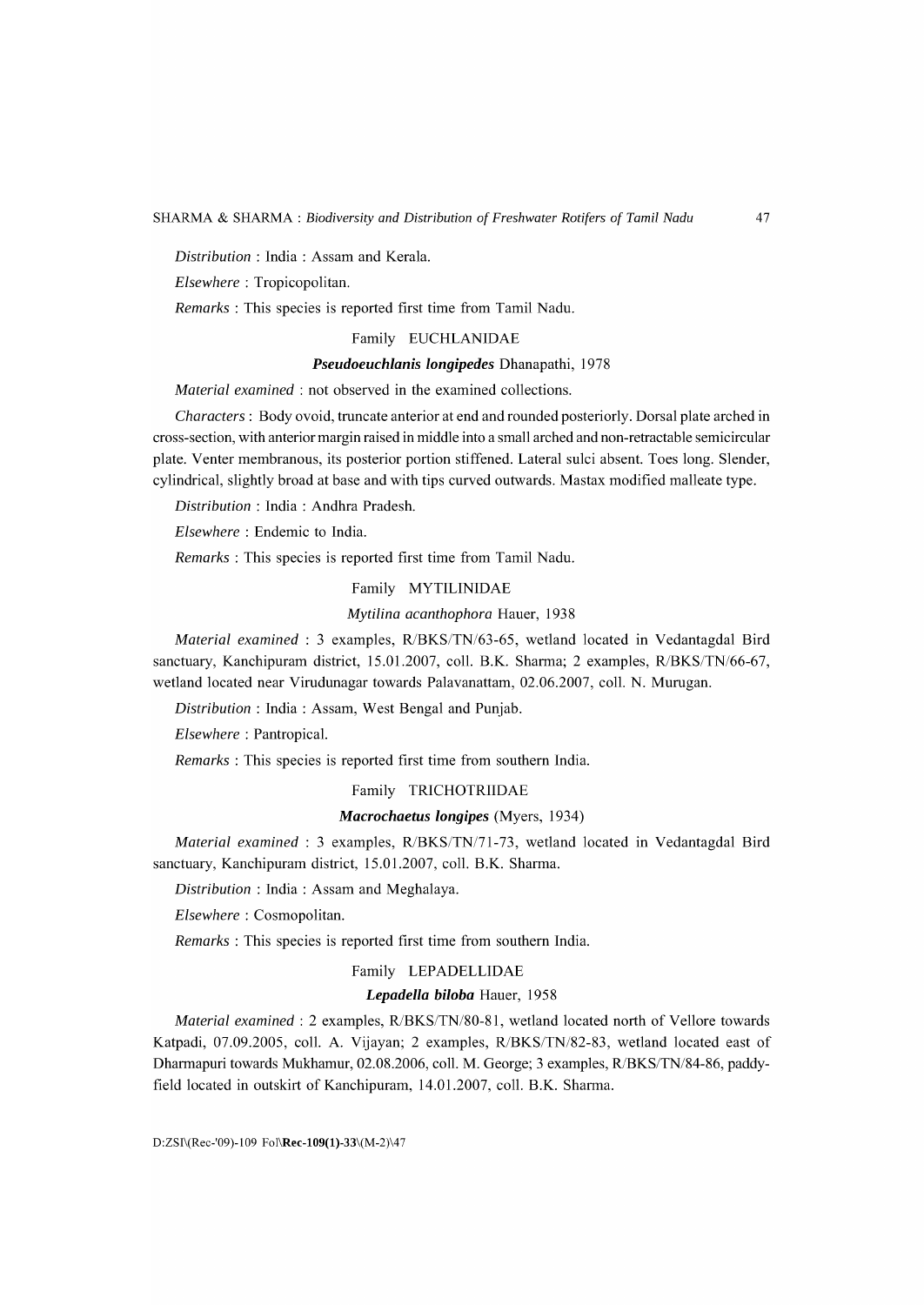*Distribution* : India : Assam and Kerala.

*Elsewhere* : Tropicopolitan.

*Remarks* : This species is reported first time from Tamil Nadu.

### Family EUCHLANIDAE

#### ***Pseudoeuchlanis longipedes*** Dhanapathi, 1978

*Material examined* : not observed in the examined collections.

*Characters* : Body ovoid, truncate anterior at end and rounded posteriorly. Dorsal plate arched in cross-section, with anterior margin raised in middle into a small arched and non-retractable semicircular plate. Venter membranous, its posterior portion stiffened. Lateral sulci absent. Toes long. Slender, cylindrical, slightly broad at base and with tips curved outwards. Mastax modified malleate type.

*Distribution* : India : Andhra Pradesh.

*Elsewhere* : Endemic to India.

*Remarks* : This species is reported first time from Tamil Nadu.

### Family MYTILINIDAE

#### *Mytilina acanthophora* Hauer, 1938

*Material examined* : 3 examples, R/BKS/TN/63-65, wetland located in Vedantagdal Bird sanctuary, Kanchipuram district, 15.01.2007, coll. B.K. Sharma; 2 examples, R/BKS/TN/66-67, wetland located near Virudunagar towards Palavanattam, 02.06.2007, coll. N. Murugan.

*Distribution* : India : Assam, West Bengal and Punjab.

*Elsewhere* : Pantropical.

*Remarks* : This species is reported first time from southern India.

### Family TRICHOTRIIDAE

#### ***Macrochaetus longipes*** (Myers, 1934)

*Material examined* : 3 examples, R/BKS/TN/71-73, wetland located in Vedantagdal Bird sanctuary, Kanchipuram district, 15.01.2007, coll. B.K. Sharma.

*Distribution* : India : Assam and Meghalaya.

*Elsewhere* : Cosmopolitan.

*Remarks* : This species is reported first time from southern India.

### Family LEPADELLIDAE

#### ***Lepadella biloba*** Hauer, 1958

*Material examined* : 2 examples, R/BKS/TN/80-81, wetland located north of Vellore towards Katpadi, 07.09.2005, coll. A. Vijayan; 2 examples, R/BKS/TN/82-83, wetland located east of Dharmapuri towards Mukhamur, 02.08.2006, coll. M. George; 3 examples, R/BKS/TN/84-86, paddy-field located in outskirt of Kanchipuram, 14.01.2007, coll. B.K. Sharma.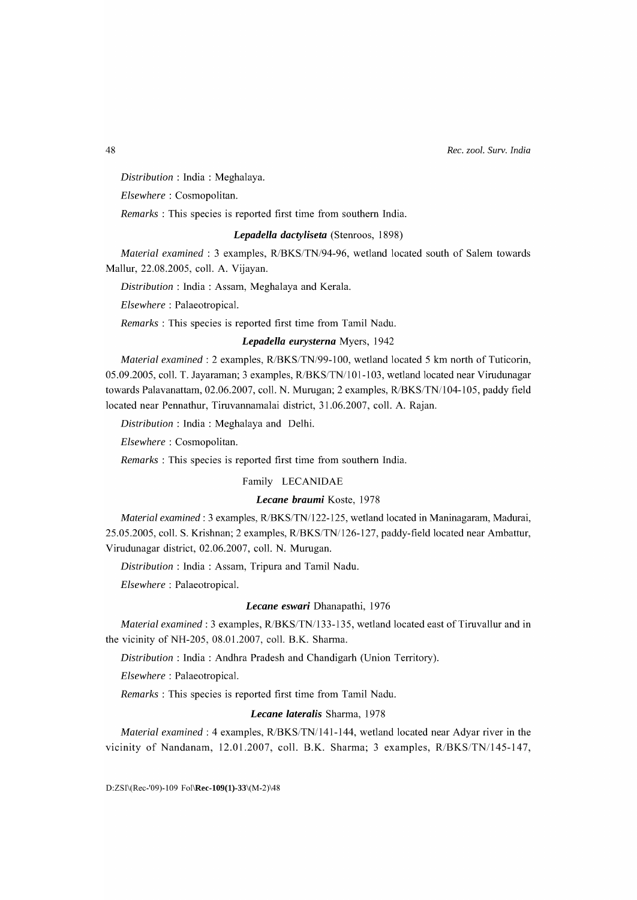*Distribution* : India : Meghalaya.

*Elsewhere* : Cosmopolitan.

*Remarks* : This species is reported first time from southern India.

### *Lepadella dactyliseta* (Stenroos, 1898)

*Material examined* : 3 examples, R/BKS/TN/94-96, wetland located south of Salem towards Mallur, 22.08.2005, coll. A. Vijayan.

*Distribution* : India : Assam, Meghalaya and Kerala.

*Elsewhere* : Palaeotropical.

*Remarks* : This species is reported first time from Tamil Nadu.

### *Lepadella eurysterna* Myers, 1942

*Material examined* : 2 examples, R/BKS/TN/99-100, wetland located 5 km north of Tuticorin, 05.09.2005, coll. T. Jayaraman; 3 examples, R/BKS/TN/101-103, wetland located near Virudunagar towards Palavanattam, 02.06.2007, coll. N. Murugan; 2 examples, R/BKS/TN/104-105, paddy field located near Pennathur, Tiruvannamalai district, 31.06.2007, coll. A. Rajan.

*Distribution* : India : Meghalaya and Delhi.

*Elsewhere* : Cosmopolitan.

*Remarks* : This species is reported first time from southern India.

## Family LECANIDAE

### *Lecane braumi* Koste, 1978

*Material examined* : 3 examples, R/BKS/TN/122-125, wetland located in Maninagaram, Madurai, 25.05.2005, coll. S. Krishnan; 2 examples, R/BKS/TN/126-127, paddy-field located near Ambattur, Virudunagar district, 02.06.2007, coll. N. Murugan.

*Distribution* : India : Assam, Tripura and Tamil Nadu.

*Elsewhere* : Palaeotropical.

### *Lecane eswari* Dhanapathi, 1976

*Material examined* : 3 examples, R/BKS/TN/133-135, wetland located east of Tiruvallur and in the vicinity of NH-205, 08.01.2007, coll. B.K. Sharma.

*Distribution* : India : Andhra Pradesh and Chandigarh (Union Territory).

*Elsewhere* : Palaeotropical.

*Remarks* : This species is reported first time from Tamil Nadu.

### *Lecane lateralis* Sharma, 1978

*Material examined* : 4 examples, R/BKS/TN/141-144, wetland located near Adyar river in the vicinity of Nandanam, 12.01.2007, coll. B.K. Sharma; 3 examples, R/BKS/TN/145-147,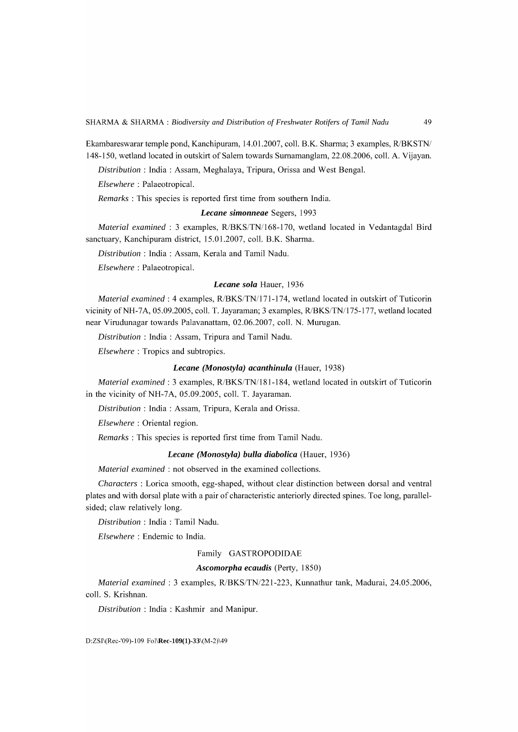Ekambareswarar temple pond, Kanchipuram, 14.01.2007, coll. B.K. Sharma; 3 examples, R/BKSTN/148-150, wetland located in outskirt of Salem towards Surnamanglam, 22.08.2006, coll. A. Vijayan.

*Distribution* : India : Assam, Meghalaya, Tripura, Orissa and West Bengal.

*Elsewhere* : Palaeotropical.

*Remarks* : This species is reported first time from southern India.

### ***Lecane simonneae*** Segers, 1993

*Material examined* : 3 examples, R/BKS/TN/168-170, wetland located in Vedantagdal Bird sanctuary, Kanchipuram district, 15.01.2007, coll. B.K. Sharma.

*Distribution* : India : Assam, Kerala and Tamil Nadu.

*Elsewhere* : Palaeotropical.

### ***Lecane sola*** Hauer, 1936

*Material examined* : 4 examples, R/BKS/TN/171-174, wetland located in outskirt of Tuticorin vicinity of NH-7A, 05.09.2005, coll. T. Jayaraman; 3 examples, R/BKS/TN/175-177, wetland located near Virudunagar towards Palavanattam, 02.06.2007, coll. N. Murugan.

*Distribution* : India : Assam, Tripura and Tamil Nadu.

*Elsewhere* : Tropics and subtropics.

### ***Lecane (Monostyla) acanthinula*** (Hauer, 1938)

*Material examined* : 3 examples, R/BKS/TN/181-184, wetland located in outskirt of Tuticorin in the vicinity of NH-7A, 05.09.2005, coll. T. Jayaraman.

*Distribution* : India : Assam, Tripura, Kerala and Orissa.

*Elsewhere* : Oriental region.

*Remarks* : This species is reported first time from Tamil Nadu.

### ***Lecane (Monostyla) bulla diabolica*** (Hauer, 1936)

*Material examined* : not observed in the examined collections.

*Characters* : Lorica smooth, egg-shaped, without clear distinction between dorsal and ventral plates and with dorsal plate with a pair of characteristic anteriorly directed spines. Toe long, parallel-sided; claw relatively long.

*Distribution* : India : Tamil Nadu.

*Elsewhere* : Endemic to India.

## Family GASTROPODIDAE

### ***Ascomorpha ecaudis*** (Perty, 1850)

*Material examined* : 3 examples, R/BKS/TN/221-223, Kunnathur tank, Madurai, 24.05.2006, coll. S. Krishnan.

*Distribution* : India : Kashmir and Manipur.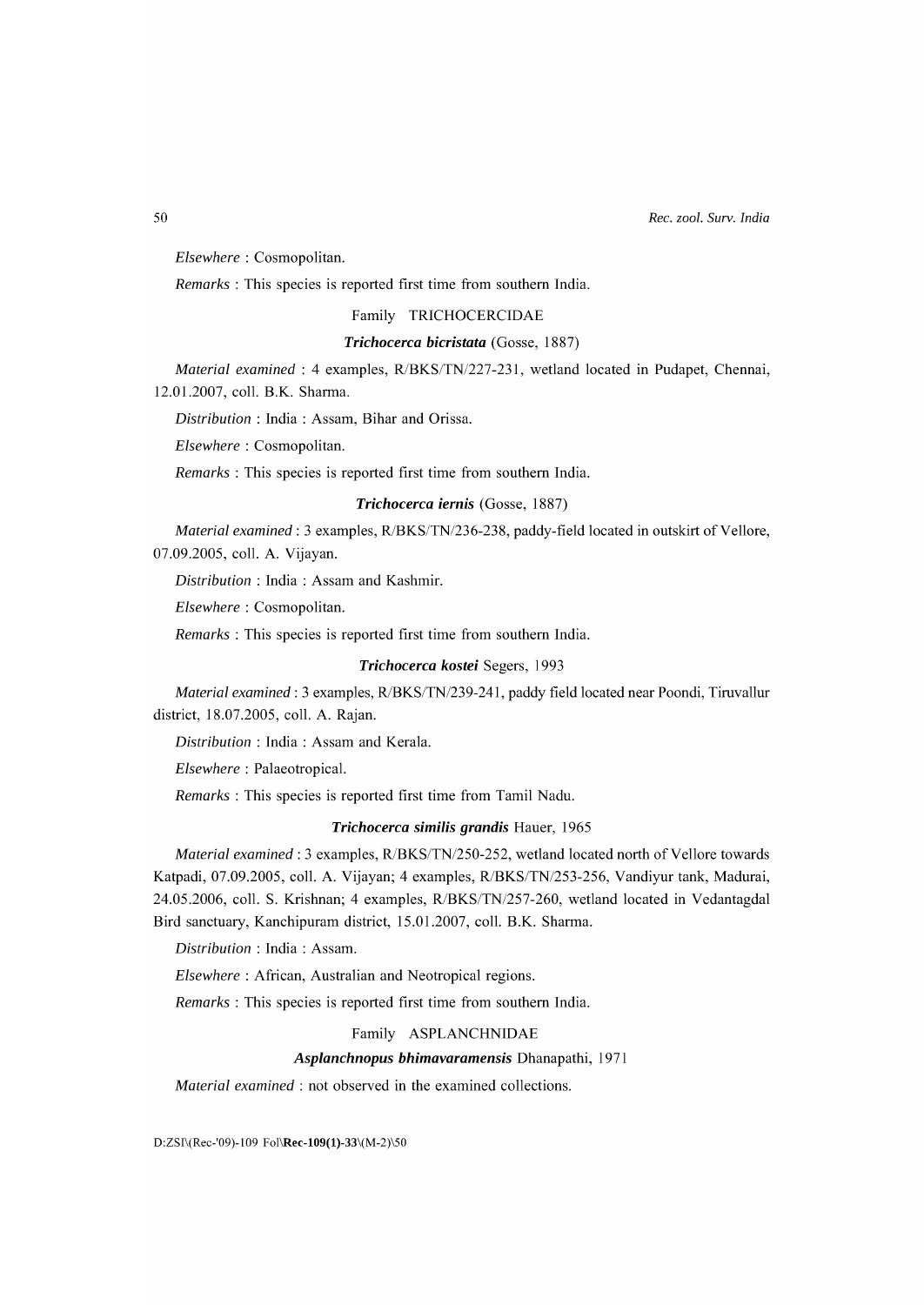*Elsewhere* : Cosmopolitan.

*Remarks* : This species is reported first time from southern India.

Family TRICHOCERCIDAE

***Trichocerca bicristata*** (Gosse, 1887)

*Material examined* : 4 examples, R/BKS/TN/227-231, wetland located in Pudapet, Chennai, 12.01.2007, coll. B.K. Sharma.

*Distribution* : India : Assam, Bihar and Orissa.

*Elsewhere* : Cosmopolitan.

*Remarks* : This species is reported first time from southern India.

***Trichocerca iernis*** (Gosse, 1887)

*Material examined* : 3 examples, R/BKS/TN/236-238, paddy-field located in outskirt of Vellore, 07.09.2005, coll. A. Vijayan.

*Distribution* : India : Assam and Kashmir.

*Elsewhere* : Cosmopolitan.

*Remarks* : This species is reported first time from southern India.

***Trichocerca kostei*** Segers, 1993

*Material examined* : 3 examples, R/BKS/TN/239-241, paddy field located near Poondi, Tiruvallur district, 18.07.2005, coll. A. Rajan.

*Distribution* : India : Assam and Kerala.

*Elsewhere* : Palaeotropical.

*Remarks* : This species is reported first time from Tamil Nadu.

***Trichocerca similis grandis*** Hauer, 1965

*Material examined* : 3 examples, R/BKS/TN/250-252, wetland located north of Vellore towards Katpadi, 07.09.2005, coll. A. Vijayan; 4 examples, R/BKS/TN/253-256, Vandiyur tank, Madurai, 24.05.2006, coll. S. Krishnan; 4 examples, R/BKS/TN/257-260, wetland located in Vedantagdal Bird sanctuary, Kanchipuram district, 15.01.2007, coll. B.K. Sharma.

*Distribution* : India : Assam.

*Elsewhere* : African, Australian and Neotropical regions.

*Remarks* : This species is reported first time from southern India.

Family ASPLANCHNIDAE

***Asplanchnopus bhimavaramensis*** Dhanapathi, 1971

*Material examined* : not observed in the examined collections.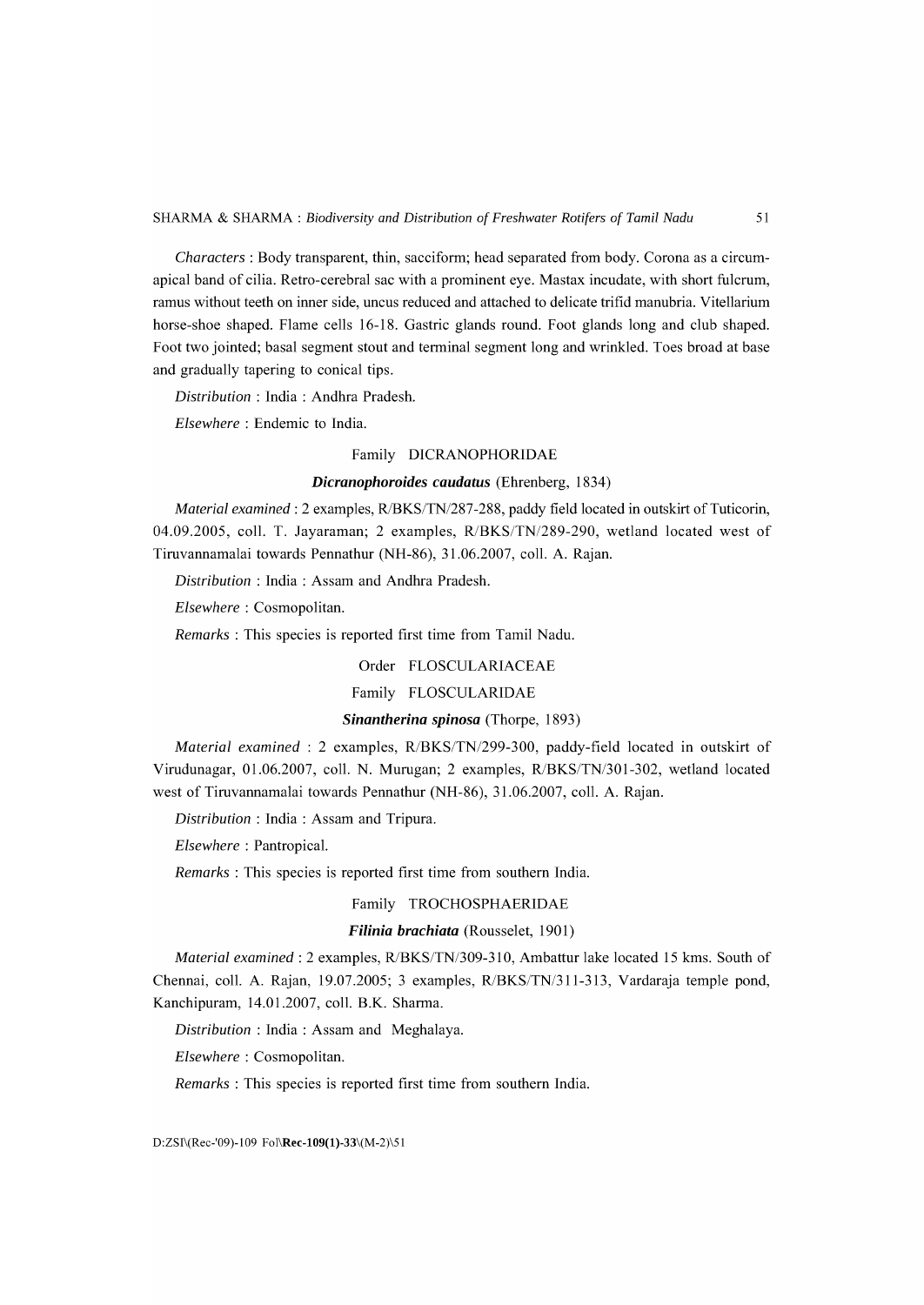*Characters* : Body transparent, thin, sacciform; head separated from body. Corona as a circum-apical band of cilia. Retro-cerebral sac with a prominent eye. Mastax incudate, with short fulcrum, ramus without teeth on inner side, uncus reduced and attached to delicate trifid manubria. Vitellarium horse-shoe shaped. Flame cells 16-18. Gastric glands round. Foot glands long and club shaped. Foot two jointed; basal segment stout and terminal segment long and wrinkled. Toes broad at base and gradually tapering to conical tips.

*Distribution* : India : Andhra Pradesh.

*Elsewhere* : Endemic to India.

### Family DICRANOPHORIDAE

#### ***Dicranophoroides caudatus*** (Ehrenberg, 1834)

*Material examined* : 2 examples, R/BKS/TN/287-288, paddy field located in outskirt of Tuticorin, 04.09.2005, coll. T. Jayaraman; 2 examples, R/BKS/TN/289-290, wetland located west of Tiruvannamalai towards Pennathur (NH-86), 31.06.2007, coll. A. Rajan.

*Distribution* : India : Assam and Andhra Pradesh.

*Elsewhere* : Cosmopolitan.

*Remarks* : This species is reported first time from Tamil Nadu.

## Order FLOSCULARIACEAE

### Family FLOSCULARIDAE

#### ***Sinantherina spinosa*** (Thorpe, 1893)

*Material examined* : 2 examples, R/BKS/TN/299-300, paddy-field located in outskirt of Virudunagar, 01.06.2007, coll. N. Murugan; 2 examples, R/BKS/TN/301-302, wetland located west of Tiruvannamalai towards Pennathur (NH-86), 31.06.2007, coll. A. Rajan.

*Distribution* : India : Assam and Tripura.

*Elsewhere* : Pantropical.

*Remarks* : This species is reported first time from southern India.

### Family TROCHOSPHAERIDAE

#### ***Filinia brachiata*** (Rousselet, 1901)

*Material examined* : 2 examples, R/BKS/TN/309-310, Ambattur lake located 15 kms. South of Chennai, coll. A. Rajan, 19.07.2005; 3 examples, R/BKS/TN/311-313, Vardaraja temple pond, Kanchipuram, 14.01.2007, coll. B.K. Sharma.

*Distribution* : India : Assam and Meghalaya.

*Elsewhere* : Cosmopolitan.

*Remarks* : This species is reported first time from southern India.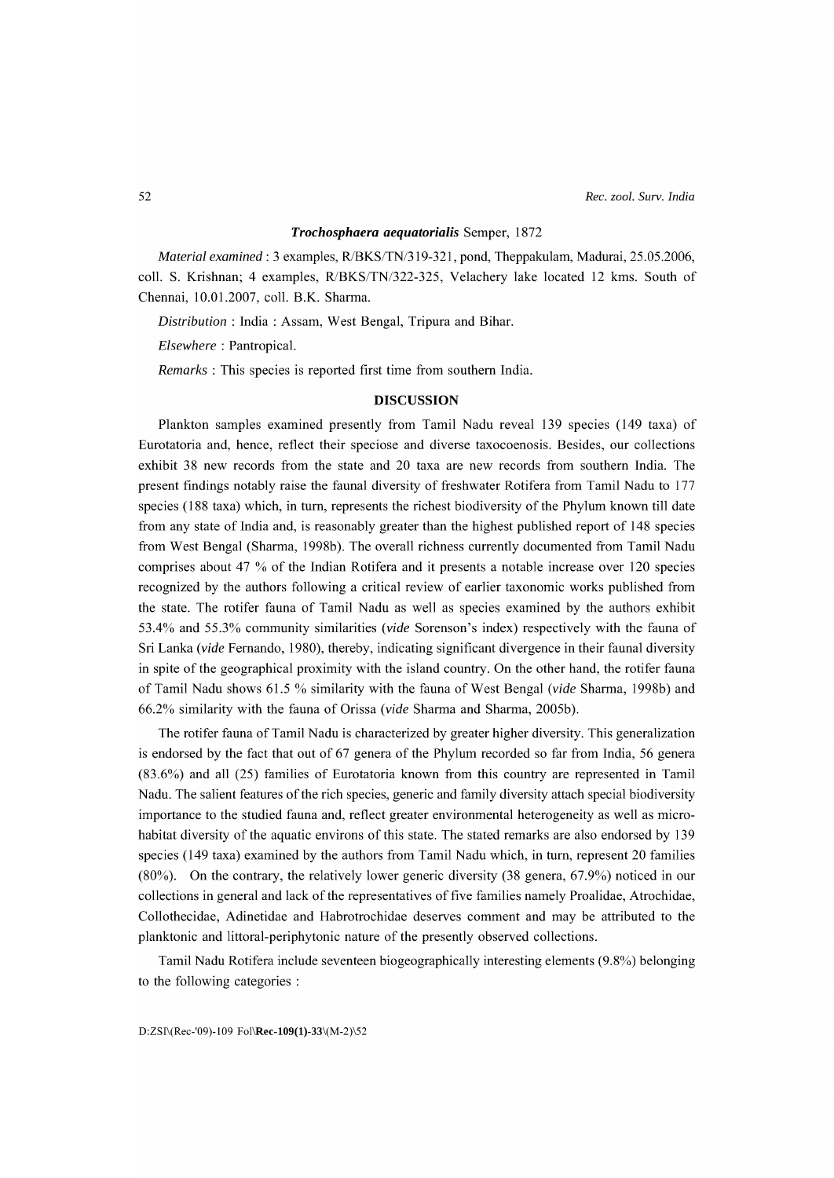### ***Trochosphaera aequatorialis*** Semper, 1872

*Material examined* : 3 examples, R/BKS/TN/319-321, pond, Theppakulam, Madurai, 25.05.2006, coll. S. Krishnan; 4 examples, R/BKS/TN/322-325, Velachery lake located 12 kms. South of Chennai, 10.01.2007, coll. B.K. Sharma.

*Distribution* : India : Assam, West Bengal, Tripura and Bihar.

*Elsewhere* : Pantropical.

*Remarks* : This species is reported first time from southern India.

## DISCUSSION

Plankton samples examined presently from Tamil Nadu reveal 139 species (149 taxa) of Eurotatoria and, hence, reflect their speciose and diverse taxocoenosis. Besides, our collections exhibit 38 new records from the state and 20 taxa are new records from southern India. The present findings notably raise the faunal diversity of freshwater Rotifera from Tamil Nadu to 177 species (188 taxa) which, in turn, represents the richest biodiversity of the Phylum known till date from any state of India and, is reasonably greater than the highest published report of 148 species from West Bengal (Sharma, 1998b). The overall richness currently documented from Tamil Nadu comprises about 47 % of the Indian Rotifera and it presents a notable increase over 120 species recognized by the authors following a critical review of earlier taxonomic works published from the state. The rotifer fauna of Tamil Nadu as well as species examined by the authors exhibit 53.4% and 55.3% community similarities (*vide* Sorenson's index) respectively with the fauna of Sri Lanka (*vide* Fernando, 1980), thereby, indicating significant divergence in their faunal diversity in spite of the geographical proximity with the island country. On the other hand, the rotifer fauna of Tamil Nadu shows 61.5 % similarity with the fauna of West Bengal (*vide* Sharma, 1998b) and 66.2% similarity with the fauna of Orissa (*vide* Sharma and Sharma, 2005b).

The rotifer fauna of Tamil Nadu is characterized by greater higher diversity. This generalization is endorsed by the fact that out of 67 genera of the Phylum recorded so far from India, 56 genera (83.6%) and all (25) families of Eurotatoria known from this country are represented in Tamil Nadu. The salient features of the rich species, generic and family diversity attach special biodiversity importance to the studied fauna and, reflect greater environmental heterogeneity as well as micro-habitat diversity of the aquatic environs of this state. The stated remarks are also endorsed by 139 species (149 taxa) examined by the authors from Tamil Nadu which, in turn, represent 20 families (80%). On the contrary, the relatively lower generic diversity (38 genera, 67.9%) noticed in our collections in general and lack of the representatives of five families namely Proalidae, Atrochidae, Collothecidae, Adinetidae and Habrotrochidae deserves comment and may be attributed to the planktonic and littoral-periphytonic nature of the presently observed collections.

Tamil Nadu Rotifera include seventeen biogeographically interesting elements (9.8%) belonging to the following categories :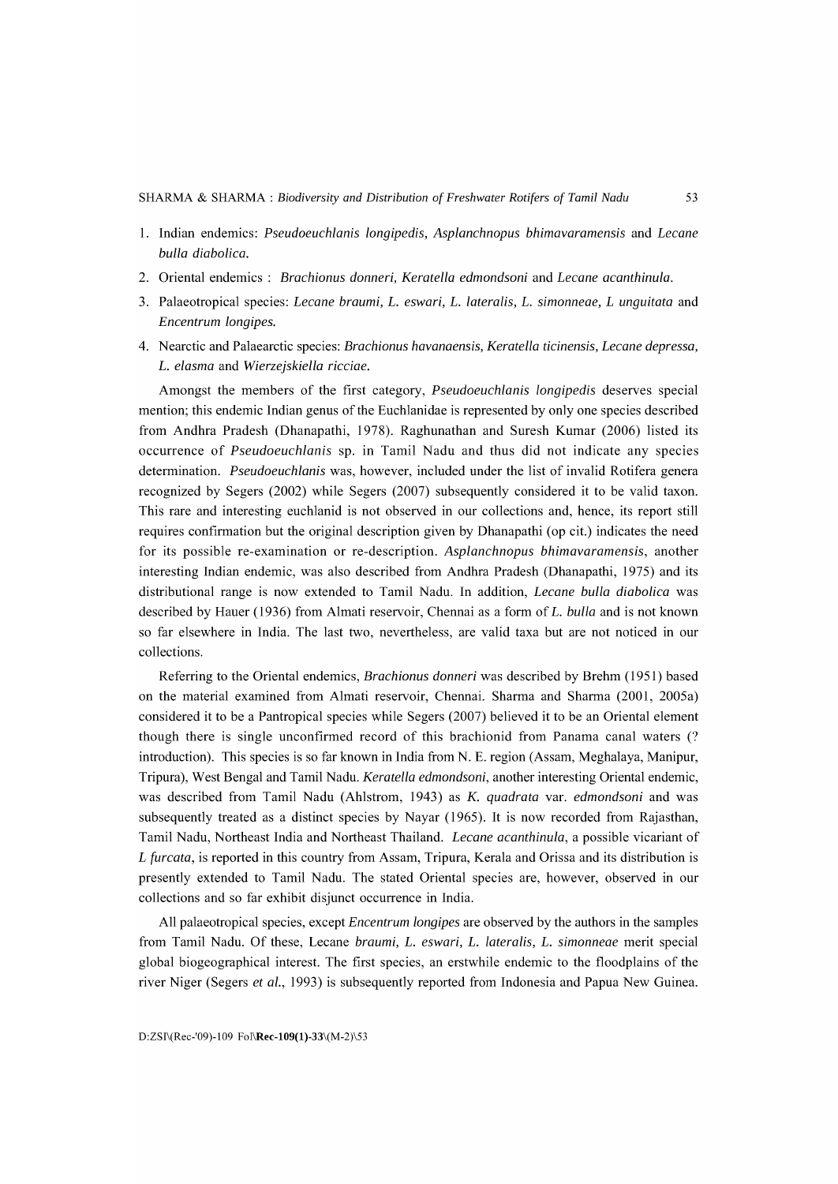1. Indian endemics: *Pseudoeuchlanis longipedis, Asplanchnopus bhimavaramensis* and *Lecane bulla diabolica.*
2. Oriental endemics : *Brachionus donneri, Keratella edmondsoni* and *Lecane acanthinula.*
3. Palaeotropical species: *Lecane braumi, L. eswari, L. lateralis, L. simonneae, L unguitata* and *Encentrum longipes.*
4. Nearctic and Palaearctic species: *Brachionus havanaensis, Keratella ticinensis, Lecane depressa, L. elasma* and *Wierzejskiella ricciae.*

Amongst the members of the first category, *Pseudoeuchlanis longipedis* deserves special mention; this endemic Indian genus of the Euchlanidae is represented by only one species described from Andhra Pradesh (Dhanapathi, 1978). Raghunathan and Suresh Kumar (2006) listed its occurrence of *Pseudoeuchlanis* sp. in Tamil Nadu and thus did not indicate any species determination. *Pseudoeuchlanis* was, however, included under the list of invalid Rotifera genera recognized by Segers (2002) while Segers (2007) subsequently considered it to be valid taxon. This rare and interesting euchlanid is not observed in our collections and, hence, its report still requires confirmation but the original description given by Dhanapathi (op cit.) indicates the need for its possible re-examination or re-description. *Asplanchnopus bhimavaramensis*, another interesting Indian endemic, was also described from Andhra Pradesh (Dhanapathi, 1975) and its distributional range is now extended to Tamil Nadu. In addition, *Lecane bulla diabolica* was described by Hauer (1936) from Almati reservoir, Chennai as a form of *L. bulla* and is not known so far elsewhere in India. The last two, nevertheless, are valid taxa but are not noticed in our collections.

Referring to the Oriental endemics, *Brachionus donneri* was described by Brehm (1951) based on the material examined from Almati reservoir, Chennai. Sharma and Sharma (2001, 2005a) considered it to be a Pantropical species while Segers (2007) believed it to be an Oriental element though there is single unconfirmed record of this brachionid from Panama canal waters (? introduction). This species is so far known in India from N. E. region (Assam, Meghalaya, Manipur, Tripura), West Bengal and Tamil Nadu. *Keratella edmondsoni*, another interesting Oriental endemic, was described from Tamil Nadu (Ahlstrom, 1943) as *K. quadrata* var. *edmondsoni* and was subsequently treated as a distinct species by Nayar (1965). It is now recorded from Rajasthan, Tamil Nadu, Northeast India and Northeast Thailand. *Lecane acanthinula*, a possible vicariant of *L furcata*, is reported in this country from Assam, Tripura, Kerala and Orissa and its distribution is presently extended to Tamil Nadu. The stated Oriental species are, however, observed in our collections and so far exhibit disjunct occurrence in India.

All palaeotropical species, except *Encentrum longipes* are observed by the authors in the samples from Tamil Nadu. Of these, Lecane *braumi, L. eswari, L. lateralis, L. simonneae* merit special global biogeographical interest. The first species, an erstwhile endemic to the floodplains of the river Niger (Segers *et al.*, 1993) is subsequently reported from Indonesia and Papua New Guinea.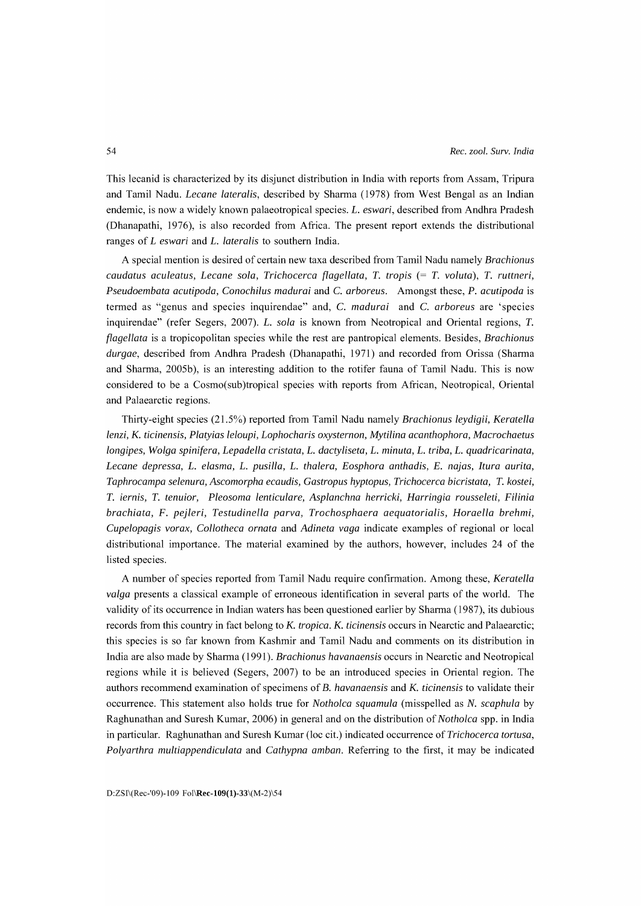This lecanid is characterized by its disjunct distribution in India with reports from Assam, Tripura and Tamil Nadu. *Lecane lateralis*, described by Sharma (1978) from West Bengal as an Indian endemic, is now a widely known palaeotropical species. *L. eswari*, described from Andhra Pradesh (Dhanapathi, 1976), is also recorded from Africa. The present report extends the distributional ranges of *L eswari* and *L. lateralis* to southern India.

A special mention is desired of certain new taxa described from Tamil Nadu namely *Brachionus caudatus aculeatus, Lecane sola, Trichocerca flagellata, T. tropis* (= *T. voluta*), *T. ruttneri, Pseudoembata acutipoda, Conochilus madurai* and *C. arboreus*. Amongst these, *P. acutipoda* is termed as "genus and species inquirendae" and, *C. madurai* and *C. arboreus* are 'species inquirendae" (refer Segers, 2007). *L. sola* is known from Neotropical and Oriental regions, *T. flagellata* is a tropicopolitan species while the rest are pantropical elements. Besides, *Brachionus durgae*, described from Andhra Pradesh (Dhanapathi, 1971) and recorded from Orissa (Sharma and Sharma, 2005b), is an interesting addition to the rotifer fauna of Tamil Nadu. This is now considered to be a Cosmo(sub)tropical species with reports from African, Neotropical, Oriental and Palaearctic regions.

Thirty-eight species (21.5%) reported from Tamil Nadu namely *Brachionus leydigii, Keratella lenzi, K. ticinensis, Platyias leloupi, Lophocharis oxysternon, Mytilina acanthophora, Macrochaetus longipes, Wolga spinifera, Lepadella cristata, L. dactyliseta, L. minuta, L. triba, L. quadricarinata, Lecane depressa, L. elasma, L. pusilla, L. thalera, Eosphora anthadis, E. najas, Itura aurita, Taphrocampa selenura, Ascomorpha ecaudis, Gastropus hyptopus, Trichocerca bicristata, T. kostei, T. iernis, T. tenuior, Pleosoma lenticulare, Asplanchna herricki, Harringia rousseleti, Filinia brachiata, F. pejleri, Testudinella parva, Trochosphaera aequatorialis, Horaella brehmi, Cupelopagis vorax, Collotheca ornata* and *Adineta vaga* indicate examples of regional or local distributional importance. The material examined by the authors, however, includes 24 of the listed species.

A number of species reported from Tamil Nadu require confirmation. Among these, *Keratella valga* presents a classical example of erroneous identification in several parts of the world. The validity of its occurrence in Indian waters has been questioned earlier by Sharma (1987), its dubious records from this country in fact belong to *K. tropica*. *K. ticinensis* occurs in Nearctic and Palaearctic; this species is so far known from Kashmir and Tamil Nadu and comments on its distribution in India are also made by Sharma (1991). *Brachionus havanaensis* occurs in Nearctic and Neotropical regions while it is believed (Segers, 2007) to be an introduced species in Oriental region. The authors recommend examination of specimens of *B. havanaensis* and *K. ticinensis* to validate their occurrence. This statement also holds true for *Notholca squamula* (misspelled as *N. scaphula* by Raghunathan and Suresh Kumar, 2006) in general and on the distribution of *Notholca* spp. in India in particular. Raghunathan and Suresh Kumar (loc cit.) indicated occurrence of *Trichocerca tortusa, Polyarthra multiappendiculata* and *Cathypna amban*. Referring to the first, it may be indicated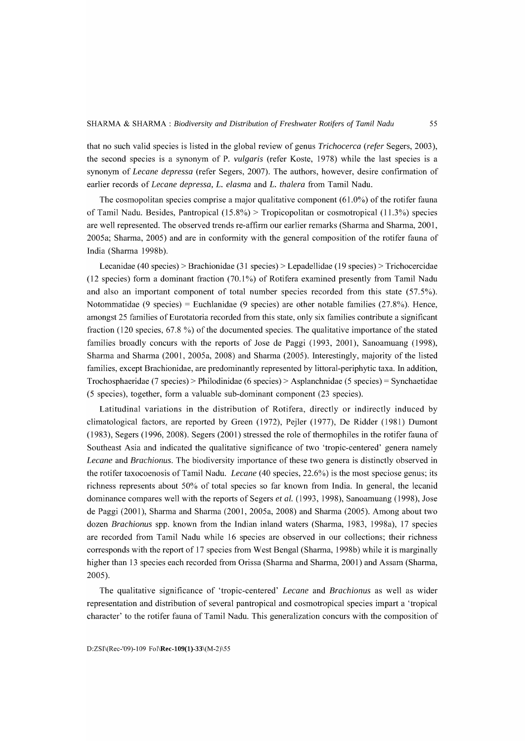that no such valid species is listed in the global review of genus *Trichocerca* (*refer* Segers, 2003), the second species is a synonym of P. *vulgaris* (refer Koste, 1978) while the last species is a synonym of *Lecane depressa* (refer Segers, 2007). The authors, however, desire confirmation of earlier records of *Lecane depressa, L. elasma* and *L. thalera* from Tamil Nadu.

The cosmopolitan species comprise a major qualitative component (61.0%) of the rotifer fauna of Tamil Nadu. Besides, Pantropical (15.8%) > Tropicopolitan or cosmotropical (11.3%) species are well represented. The observed trends re-affirm our earlier remarks (Sharma and Sharma, 2001, 2005a; Sharma, 2005) and are in conformity with the general composition of the rotifer fauna of India (Sharma 1998b).

Lecanidae (40 species) > Brachionidae (31 species) > Lepadellidae (19 species) > Trichocercidae (12 species) form a dominant fraction (70.1%) of Rotifera examined presently from Tamil Nadu and also an important component of total number species recorded from this state (57.5%). Notommatidae (9 species) = Euchlanidae (9 species) are other notable families (27.8%). Hence, amongst 25 families of Eurotatoria recorded from this state, only six families contribute a significant fraction (120 species, 67.8 %) of the documented species. The qualitative importance of the stated families broadly concurs with the reports of Jose de Paggi (1993, 2001), Sanoamuang (1998), Sharma and Sharma (2001, 2005a, 2008) and Sharma (2005). Interestingly, majority of the listed families, except Brachionidae, are predominantly represented by littoral-periphytic taxa. In addition, Trochosphaeridae (7 species) > Philodinidae (6 species) > Asplanchnidae (5 species) = Synchaetidae (5 species), together, form a valuable sub-dominant component (23 species).

Latitudinal variations in the distribution of Rotifera, directly or indirectly induced by climatological factors, are reported by Green (1972), Pejler (1977), De Ridder (1981) Dumont (1983), Segers (1996, 2008). Segers (2001) stressed the role of thermophiles in the rotifer fauna of Southeast Asia and indicated the qualitative significance of two 'tropic-centered' genera namely *Lecane* and *Brachionus*. The biodiversity importance of these two genera is distinctly observed in the rotifer taxocoenosis of Tamil Nadu. *Lecane* (40 species, 22.6%) is the most speciose genus; its richness represents about 50% of total species so far known from India. In general, the lecanid dominance compares well with the reports of Segers *et al.* (1993, 1998), Sanoamuang (1998), Jose de Paggi (2001), Sharma and Sharma (2001, 2005a, 2008) and Sharma (2005). Among about two dozen *Brachionus* spp. known from the Indian inland waters (Sharma, 1983, 1998a), 17 species are recorded from Tamil Nadu while 16 species are observed in our collections; their richness corresponds with the report of 17 species from West Bengal (Sharma, 1998b) while it is marginally higher than 13 species each recorded from Orissa (Sharma and Sharma, 2001) and Assam (Sharma, 2005).

The qualitative significance of 'tropic-centered' *Lecane* and *Brachionus* as well as wider representation and distribution of several pantropical and cosmotropical species impart a 'tropical character' to the rotifer fauna of Tamil Nadu. This generalization concurs with the composition of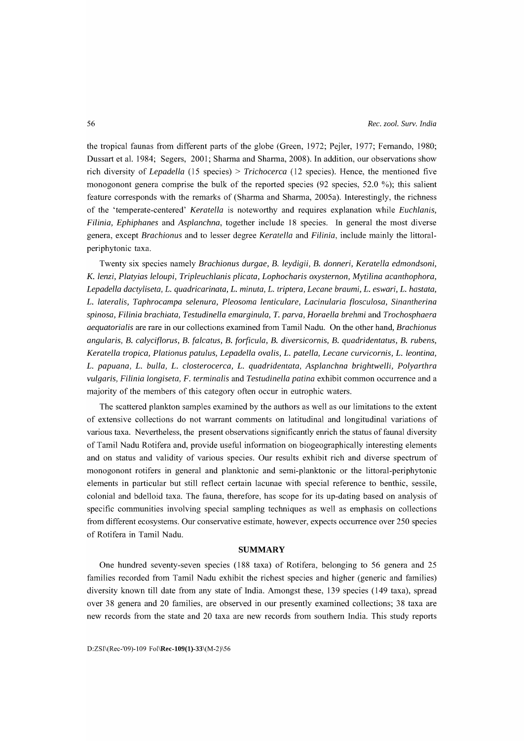the tropical faunas from different parts of the globe (Green, 1972; Pejler, 1977; Fernando, 1980; Dussart et al. 1984; Segers, 2001; Sharma and Sharma, 2008). In addition, our observations show rich diversity of *Lepadella* (15 species) > *Trichocerca* (12 species). Hence, the mentioned five monogonont genera comprise the bulk of the reported species (92 species, 52.0 %); this salient feature corresponds with the remarks of (Sharma and Sharma, 2005a). Interestingly, the richness of the 'temperate-centered' *Keratella* is noteworthy and requires explanation while *Euchlanis, Filinia, Ephiphanes* and *Asplanchna*, together include 18 species. In general the most diverse genera, except *Brachionus* and to lesser degree *Keratella* and *Filinia*, include mainly the littoral-periphytonic taxa.

Twenty six species namely *Brachionus durgae, B. leydigii, B. donneri, Keratella edmondsoni, K. lenzi, Platyias leloupi, Tripleuchlanis plicata, Lophocharis oxysternon, Mytilina acanthophora, Lepadella dactyliseta, L. quadricarinata, L. minuta, L. triptera, Lecane braumi, L. eswari, L. hastata, L. lateralis, Taphrocampa selenura, Pleosoma lenticulare, Lacinularia flosculosa, Sinantherina spinosa, Filinia brachiata, Testudinella emarginula, T. parva, Horaella brehmi* and *Trochosphaera aequatorialis* are rare in our collections examined from Tamil Nadu. On the other hand, *Brachionus angularis, B. calyciflorus, B. falcatus, B. forficula, B. diversicornis, B. quadridentatus, B. rubens, Keratella tropica, Plationus patulus, Lepadella ovalis, L. patella, Lecane curvicornis, L. leontina, L. papuana, L. bulla, L. closterocerca, L. quadridentata, Asplanchna brightwelli, Polyarthra vulgaris, Filinia longiseta, F. terminalis* and *Testudinella patina* exhibit common occurrence and a majority of the members of this category often occur in eutrophic waters.

The scattered plankton samples examined by the authors as well as our limitations to the extent of extensive collections do not warrant comments on latitudinal and longitudinal variations of various taxa. Nevertheless, the present observations significantly enrich the status of faunal diversity of Tamil Nadu Rotifera and, provide useful information on biogeographically interesting elements and on status and validity of various species. Our results exhibit rich and diverse spectrum of monogonont rotifers in general and planktonic and semi-planktonic or the littoral-periphytonic elements in particular but still reflect certain lacunae with special reference to benthic, sessile, colonial and bdelloid taxa. The fauna, therefore, has scope for its up-dating based on analysis of specific communities involving special sampling techniques as well as emphasis on collections from different ecosystems. Our conservative estimate, however, expects occurrence over 250 species of Rotifera in Tamil Nadu.

## SUMMARY

One hundred seventy-seven species (188 taxa) of Rotifera, belonging to 56 genera and 25 families recorded from Tamil Nadu exhibit the richest species and higher (generic and families) diversity known till date from any state of India. Amongst these, 139 species (149 taxa), spread over 38 genera and 20 families, are observed in our presently examined collections; 38 taxa are new records from the state and 20 taxa are new records from southern India. This study reports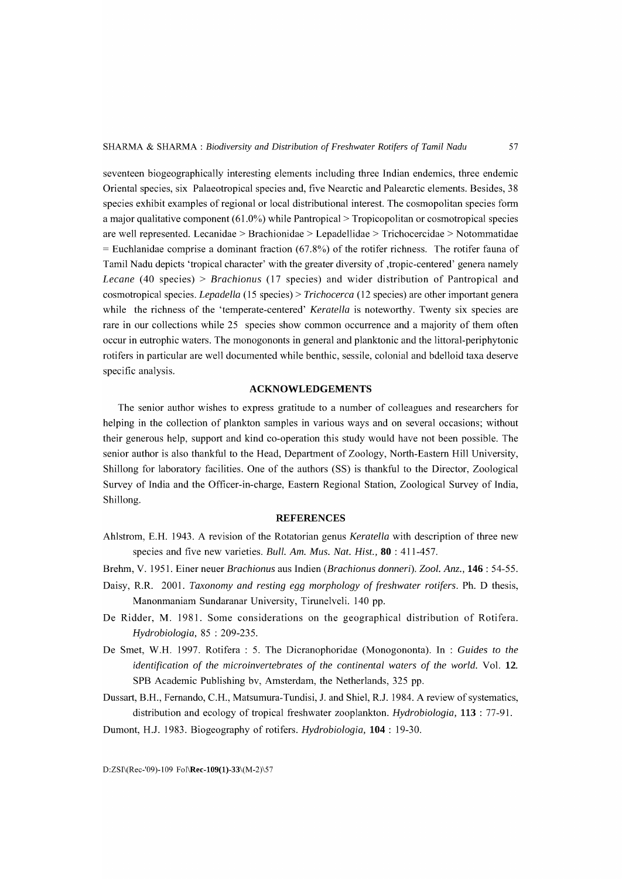seventeen biogeographically interesting elements including three Indian endemics, three endemic Oriental species, six Palaeotropical species and, five Nearctic and Palearctic elements. Besides, 38 species exhibit examples of regional or local distributional interest. The cosmopolitan species form a major qualitative component (61.0%) while Pantropical > Tropicopolitan or cosmotropical species are well represented. Lecanidae > Brachionidae > Lepadellidae > Trichocercidae > Notommatidae = Euchlanidae comprise a dominant fraction (67.8%) of the rotifer richness. The rotifer fauna of Tamil Nadu depicts 'tropical character' with the greater diversity of ,tropic-centered' genera namely *Lecane* (40 species) > *Brachionus* (17 species) and wider distribution of Pantropical and cosmotropical species. *Lepadella* (15 species) > *Trichocerca* (12 species) are other important genera while the richness of the 'temperate-centered' *Keratella* is noteworthy. Twenty six species are rare in our collections while 25 species show common occurrence and a majority of them often occur in eutrophic waters. The monogononts in general and planktonic and the littoral-periphytonic rotifers in particular are well documented while benthic, sessile, colonial and bdelloid taxa deserve specific analysis.

## ACKNOWLEDGEMENTS

The senior author wishes to express gratitude to a number of colleagues and researchers for helping in the collection of plankton samples in various ways and on several occasions; without their generous help, support and kind co-operation this study would have not been possible. The senior author is also thankful to the Head, Department of Zoology, North-Eastern Hill University, Shillong for laboratory facilities. One of the authors (SS) is thankful to the Director, Zoological Survey of India and the Officer-in-charge, Eastern Regional Station, Zoological Survey of India, Shillong.

## REFERENCES

Ahlstrom, E.H. 1943. A revision of the Rotatorian genus *Keratella* with description of three new species and five new varieties. *Bull. Am. Mus. Nat. Hist.,* **80** : 411-457.

Brehm, V. 1951. Einer neuer *Brachionus* aus Indien (*Brachionus donneri*). *Zool. Anz.,* **146** : 54-55.

Daisy, R.R. 2001. *Taxonomy and resting egg morphology of freshwater rotifers*. Ph. D thesis, Manonmaniam Sundaranar University, Tirunelveli. 140 pp.

De Ridder, M. 1981. Some considerations on the geographical distribution of Rotifera. *Hydrobiologia,* 85 : 209-235.

De Smet, W.H. 1997. Rotifera : 5. The Dicranophoridae (Monogononta). In : *Guides to the identification of the microinvertebrates of the continental waters of the world.* Vol. **12.** SPB Academic Publishing bv, Amsterdam, the Netherlands, 325 pp.

Dussart, B.H., Fernando, C.H., Matsumura-Tundisi, J. and Shiel, R.J. 1984. A review of systematics, distribution and ecology of tropical freshwater zooplankton. *Hydrobiologia,* **113** : 77-91.

Dumont, H.J. 1983. Biogeography of rotifers. *Hydrobiologia,* **104** : 19-30.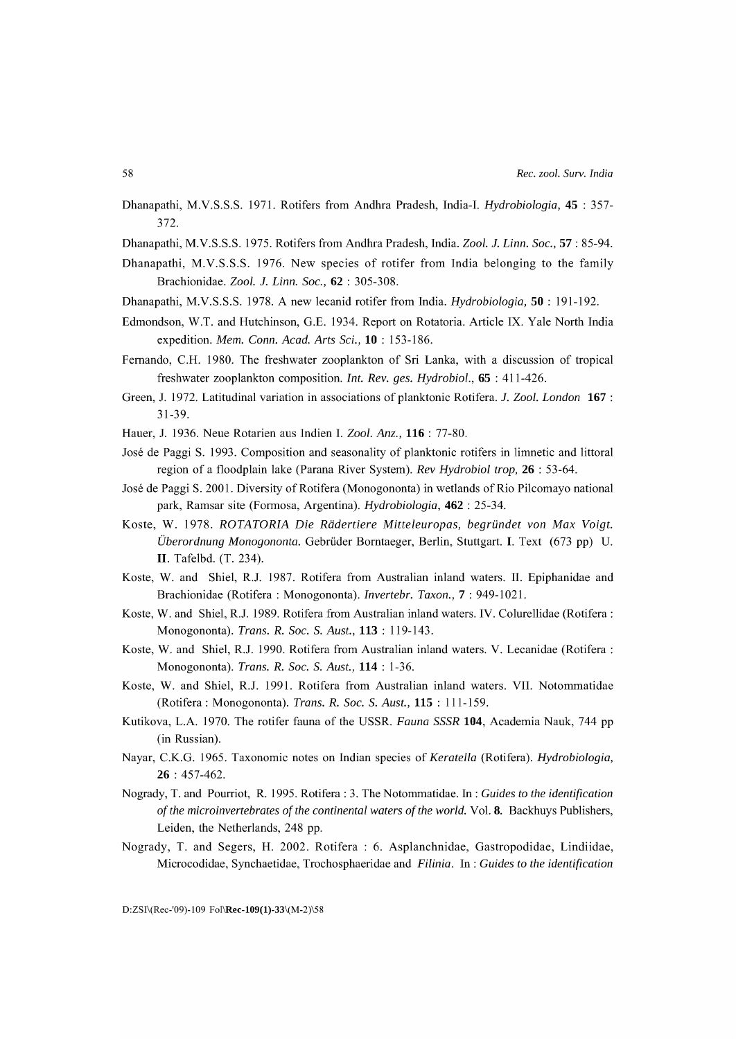Dhanapathi, M.V.S.S.S. 1971. Rotifers from Andhra Pradesh, India-I. *Hydrobiologia,* **45** : 357-372.

Dhanapathi, M.V.S.S.S. 1975. Rotifers from Andhra Pradesh, India. *Zool. J. Linn. Soc.,* **57** : 85-94.

Dhanapathi, M.V.S.S.S. 1976. New species of rotifer from India belonging to the family Brachionidae. *Zool. J. Linn. Soc.,* **62** : 305-308.

Dhanapathi, M.V.S.S.S. 1978. A new lecanid rotifer from India. *Hydrobiologia,* **50** : 191-192.

Edmondson, W.T. and Hutchinson, G.E. 1934. Report on Rotatoria. Article IX. Yale North India expedition. *Mem. Conn. Acad. Arts Sci.,* **10** : 153-186.

Fernando, C.H. 1980. The freshwater zooplankton of Sri Lanka, with a discussion of tropical freshwater zooplankton composition. *Int. Rev. ges. Hydrobiol.,* **65** : 411-426.

Green, J. 1972. Latitudinal variation in associations of planktonic Rotifera. *J. Zool. London* **167** : 31-39.

Hauer, J. 1936. Neue Rotarien aus Indien I. *Zool. Anz.,* **116** : 77-80.

José de Paggi S. 1993. Composition and seasonality of planktonic rotifers in limnetic and littoral region of a floodplain lake (Parana River System). *Rev Hydrobiol trop,* **26** : 53-64.

José de Paggi S. 2001. Diversity of Rotifera (Monogononta) in wetlands of Rio Pilcomayo national park, Ramsar site (Formosa, Argentina). *Hydrobiologia,* **462** : 25-34.

Koste, W. 1978. *ROTATORIA Die Rädertiere Mitteleuropas, begründet von Max Voigt. Überordnung Monogononta.* Gebrüder Borntaeger, Berlin, Stuttgart. **I.** Text (673 pp) U. **II.** Tafelbd. (T. 234).

Koste, W. and Shiel, R.J. 1987. Rotifera from Australian inland waters. II. Epiphanidae and Brachionidae (Rotifera : Monogononta). *Invertebr. Taxon.,* **7** : 949-1021.

Koste, W. and Shiel, R.J. 1989. Rotifera from Australian inland waters. IV. Colurellidae (Rotifera : Monogononta). *Trans. R. Soc. S. Aust.,* **113** : 119-143.

Koste, W. and Shiel, R.J. 1990. Rotifera from Australian inland waters. V. Lecanidae (Rotifera : Monogononta). *Trans. R. Soc. S. Aust.,* **114** : 1-36.

Koste, W. and Shiel, R.J. 1991. Rotifera from Australian inland waters. VII. Notommatidae (Rotifera : Monogononta). *Trans. R. Soc. S. Aust.,* **115** : 111-159.

Kutikova, L.A. 1970. The rotifer fauna of the USSR. *Fauna SSSR* **104**, Academia Nauk, 744 pp (in Russian).

Nayar, C.K.G. 1965. Taxonomic notes on Indian species of *Keratella* (Rotifera). *Hydrobiologia,* **26** : 457-462.

Nogrady, T. and Pourriot, R. 1995. Rotifera : 3. The Notommatidae. In : *Guides to the identification of the microinvertebrates of the continental waters of the world.* Vol. **8.** Backhuys Publishers, Leiden, the Netherlands, 248 pp.

Nogrady, T. and Segers, H. 2002. Rotifera : 6. Asplanchnidae, Gastropodidae, Lindiidae, Microcodidae, Synchaetidae, Trochosphaeridae and *Filinia*. In : *Guides to the identification*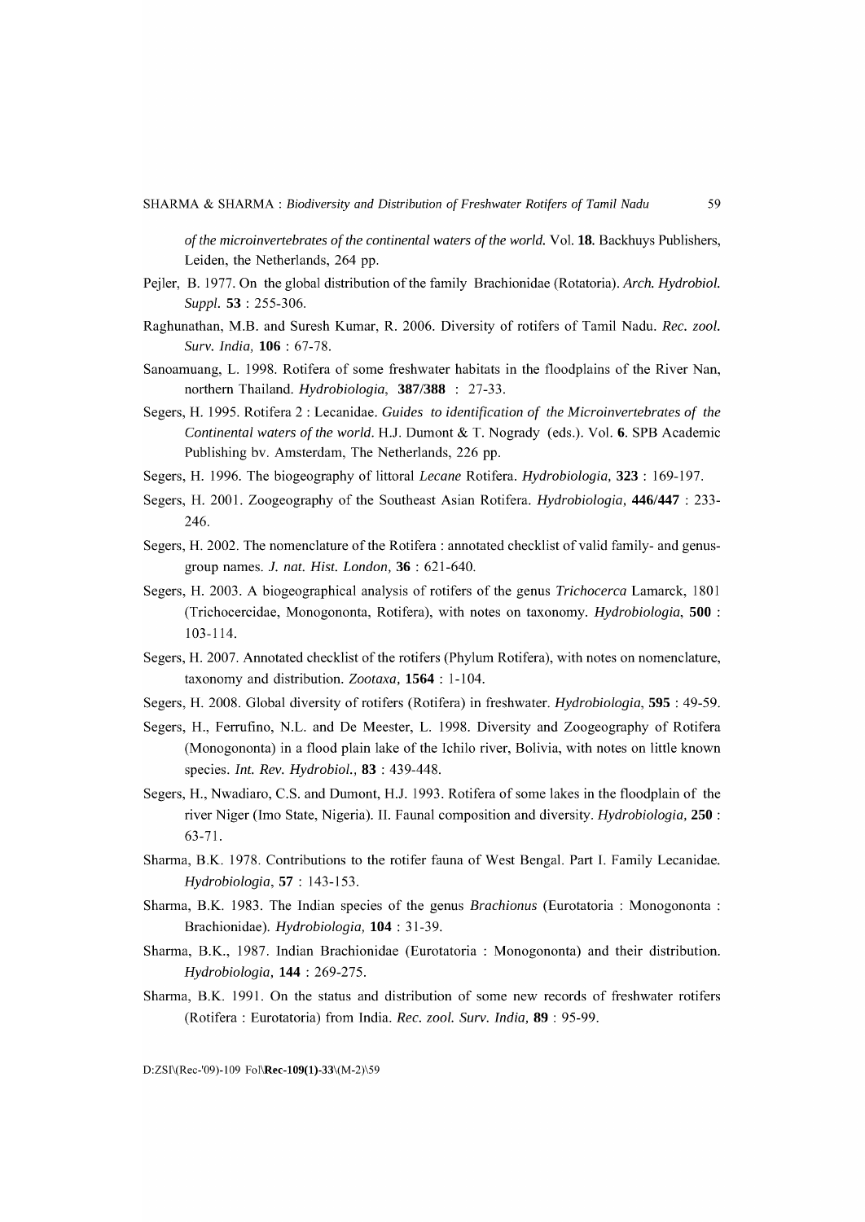*of the microinvertebrates of the continental waters of the world.* Vol. **18.** Backhuys Publishers, Leiden, the Netherlands, 264 pp.

Pejler, B. 1977. On the global distribution of the family Brachionidae (Rotatoria). *Arch. Hydrobiol. Suppl.* **53** : 255-306.

Raghunathan, M.B. and Suresh Kumar, R. 2006. Diversity of rotifers of Tamil Nadu. *Rec. zool. Surv. India,* **106** : 67-78.

Sanoamuang, L. 1998. Rotifera of some freshwater habitats in the floodplains of the River Nan, northern Thailand. *Hydrobiologia,* **387/388** : 27-33.

Segers, H. 1995. Rotifera 2 : Lecanidae. *Guides to identification of the Microinvertebrates of the Continental waters of the world.* H.J. Dumont & T. Nogrady (eds.). Vol. **6.** SPB Academic Publishing bv. Amsterdam, The Netherlands, 226 pp.

Segers, H. 1996. The biogeography of littoral *Lecane* Rotifera. *Hydrobiologia,* **323** : 169-197.

Segers, H. 2001. Zoogeography of the Southeast Asian Rotifera. *Hydrobiologia,* **446/447** : 233-246.

Segers, H. 2002. The nomenclature of the Rotifera : annotated checklist of valid family- and genus-group names. *J. nat. Hist. London,* **36** : 621-640.

Segers, H. 2003. A biogeographical analysis of rotifers of the genus *Trichocerca* Lamarck, 1801 (Trichocercidae, Monogononta, Rotifera), with notes on taxonomy. *Hydrobiologia,* **500** : 103-114.

Segers, H. 2007. Annotated checklist of the rotifers (Phylum Rotifera), with notes on nomenclature, taxonomy and distribution. *Zootaxa,* **1564** : 1-104.

Segers, H. 2008. Global diversity of rotifers (Rotifera) in freshwater. *Hydrobiologia,* **595** : 49-59.

Segers, H., Ferrufino, N.L. and De Meester, L. 1998. Diversity and Zoogeography of Rotifera (Monogononta) in a flood plain lake of the Ichilo river, Bolivia, with notes on little known species. *Int. Rev. Hydrobiol.,* **83** : 439-448.

Segers, H., Nwadiaro, C.S. and Dumont, H.J. 1993. Rotifera of some lakes in the floodplain of the river Niger (Imo State, Nigeria). II. Faunal composition and diversity. *Hydrobiologia,* **250** : 63-71.

Sharma, B.K. 1978. Contributions to the rotifer fauna of West Bengal. Part I. Family Lecanidae. *Hydrobiologia,* **57** : 143-153.

Sharma, B.K. 1983. The Indian species of the genus *Brachionus* (Eurotatoria : Monogononta : Brachionidae). *Hydrobiologia,* **104** : 31-39.

Sharma, B.K., 1987. Indian Brachionidae (Eurotatoria : Monogononta) and their distribution. *Hydrobiologia,* **144** : 269-275.

Sharma, B.K. 1991. On the status and distribution of some new records of freshwater rotifers (Rotifera : Eurotatoria) from India. *Rec. zool. Surv. India,* **89** : 95-99.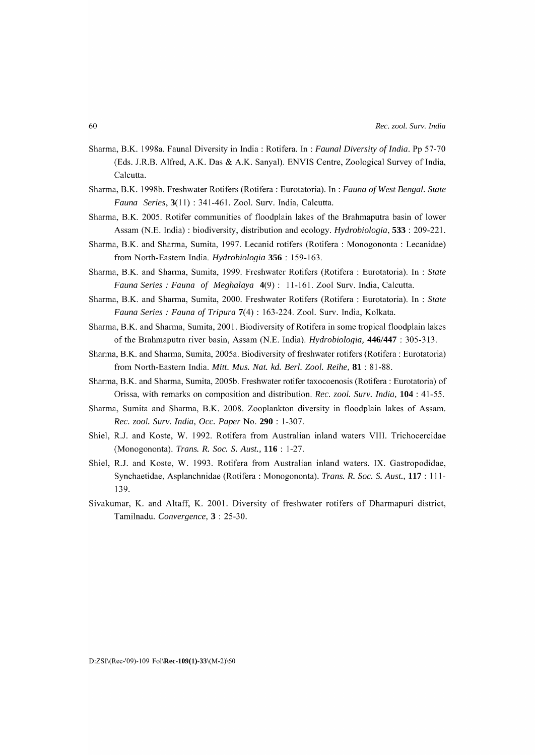Sharma, B.K. 1998a. Faunal Diversity in India : Rotifera. In : *Faunal Diversity of India*. Pp 57-70 (Eds. J.R.B. Alfred, A.K. Das & A.K. Sanyal). ENVIS Centre, Zoological Survey of India, Calcutta.

Sharma, B.K. 1998b. Freshwater Rotifers (Rotifera : Eurotatoria). In : *Fauna of West Bengal. State Fauna Series*, **3**(11) : 341-461. Zool. Surv. India, Calcutta.

Sharma, B.K. 2005. Rotifer communities of floodplain lakes of the Brahmaputra basin of lower Assam (N.E. India) : biodiversity, distribution and ecology. *Hydrobiologia*, **533** : 209-221.

Sharma, B.K. and Sharma, Sumita, 1997. Lecanid rotifers (Rotifera : Monogononta : Lecanidae) from North-Eastern India. *Hydrobiologia* **356** : 159-163.

Sharma, B.K. and Sharma, Sumita, 1999. Freshwater Rotifers (Rotifera : Eurotatoria). In : *State Fauna Series : Fauna of Meghalaya* **4**(9) : 11-161. Zool Surv. India, Calcutta.

Sharma, B.K. and Sharma, Sumita, 2000. Freshwater Rotifers (Rotifera : Eurotatoria). In : *State Fauna Series : Fauna of Tripura* **7**(4) : 163-224. Zool. Surv. India, Kolkata.

Sharma, B.K. and Sharma, Sumita, 2001. Biodiversity of Rotifera in some tropical floodplain lakes of the Brahmaputra river basin, Assam (N.E. India). *Hydrobiologia,* **446/447** : 305-313.

Sharma, B.K. and Sharma, Sumita, 2005a. Biodiversity of freshwater rotifers (Rotifera : Eurotatoria) from North-Eastern India. *Mitt. Mus. Nat. kd. Berl. Zool. Reihe,* **81** : 81-88.

Sharma, B.K. and Sharma, Sumita, 2005b. Freshwater rotifer taxocoenosis (Rotifera : Eurotatoria) of Orissa, with remarks on composition and distribution. *Rec. zool. Surv. India,* **104** : 41-55.

Sharma, Sumita and Sharma, B.K. 2008. Zooplankton diversity in floodplain lakes of Assam. *Rec. zool. Surv. India, Occ. Paper* No. **290** : 1-307.

Shiel, R.J. and Koste, W. 1992. Rotifera from Australian inland waters VIII. Trichocercidae (Monogononta). *Trans. R. Soc. S. Aust.,* **116** : 1-27.

Shiel, R.J. and Koste, W. 1993. Rotifera from Australian inland waters. IX. Gastropodidae, Synchaetidae, Asplanchnidae (Rotifera : Monogononta). *Trans. R. Soc. S. Aust.,* **117** : 111-139.

Sivakumar, K. and Altaff, K. 2001. Diversity of freshwater rotifers of Dharmapuri district, Tamilnadu. *Convergence,* **3** : 25-30.